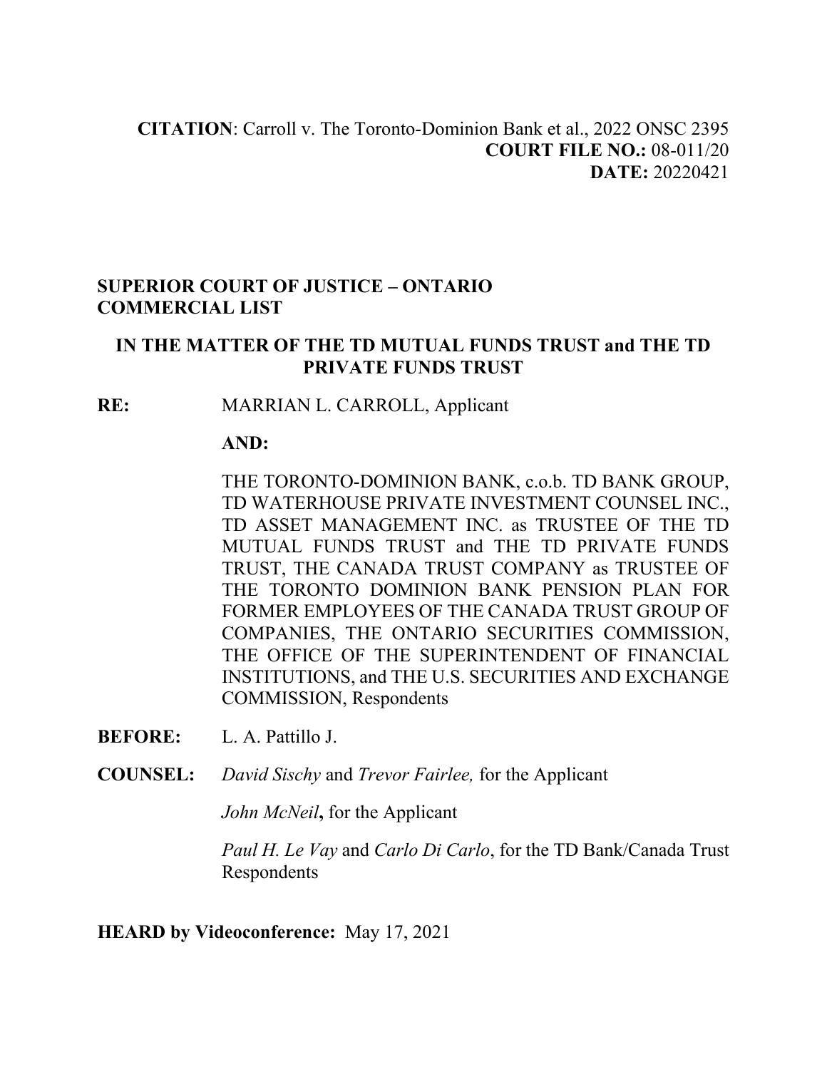**CITATION**: Carroll v. The Toronto-Dominion Bank et al., 2022 ONSC 2395
**COURT FILE NO.:** 08-011/20
**DATE:** 20220421

**SUPERIOR COURT OF JUSTICE – ONTARIO**
**COMMERCIAL LIST**

**IN THE MATTER OF THE TD MUTUAL FUNDS TRUST and THE TD PRIVATE FUNDS TRUST**

**RE:** MARRIAN L. CARROLL, Applicant

**AND:**

THE TORONTO-DOMINION BANK, c.o.b. TD BANK GROUP, TD WATERHOUSE PRIVATE INVESTMENT COUNSEL INC., TD ASSET MANAGEMENT INC. as TRUSTEE OF THE TD MUTUAL FUNDS TRUST and THE TD PRIVATE FUNDS TRUST, THE CANADA TRUST COMPANY as TRUSTEE OF THE TORONTO DOMINION BANK PENSION PLAN FOR FORMER EMPLOYEES OF THE CANADA TRUST GROUP OF COMPANIES, THE ONTARIO SECURITIES COMMISSION, THE OFFICE OF THE SUPERINTENDENT OF FINANCIAL INSTITUTIONS, and THE U.S. SECURITIES AND EXCHANGE COMMISSION, Respondents

**BEFORE:** L. A. Pattillo J.

**COUNSEL:** *David Sischy* and *Trevor Fairlee,* for the Applicant

*John McNeil***,** for the Applicant

*Paul H. Le Vay* and *Carlo Di Carlo*, for the TD Bank/Canada Trust Respondents

**HEARD by Videoconference:** May 17, 2021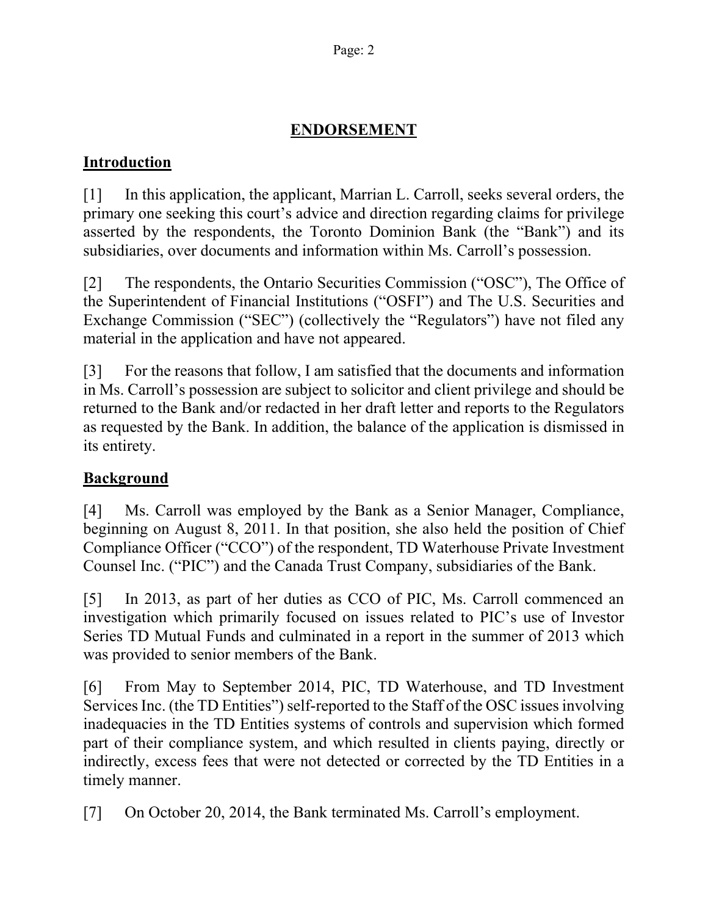## ENDORSEMENT

## Introduction

[1] In this application, the applicant, Marrian L. Carroll, seeks several orders, the primary one seeking this court's advice and direction regarding claims for privilege asserted by the respondents, the Toronto Dominion Bank (the "Bank") and its subsidiaries, over documents and information within Ms. Carroll's possession.

[2] The respondents, the Ontario Securities Commission ("OSC"), The Office of the Superintendent of Financial Institutions ("OSFI") and The U.S. Securities and Exchange Commission ("SEC") (collectively the "Regulators") have not filed any material in the application and have not appeared.

[3] For the reasons that follow, I am satisfied that the documents and information in Ms. Carroll's possession are subject to solicitor and client privilege and should be returned to the Bank and/or redacted in her draft letter and reports to the Regulators as requested by the Bank. In addition, the balance of the application is dismissed in its entirety.

## Background

[4] Ms. Carroll was employed by the Bank as a Senior Manager, Compliance, beginning on August 8, 2011. In that position, she also held the position of Chief Compliance Officer ("CCO") of the respondent, TD Waterhouse Private Investment Counsel Inc. ("PIC") and the Canada Trust Company, subsidiaries of the Bank.

[5] In 2013, as part of her duties as CCO of PIC, Ms. Carroll commenced an investigation which primarily focused on issues related to PIC's use of Investor Series TD Mutual Funds and culminated in a report in the summer of 2013 which was provided to senior members of the Bank.

[6] From May to September 2014, PIC, TD Waterhouse, and TD Investment Services Inc. (the TD Entities") self-reported to the Staff of the OSC issues involving inadequacies in the TD Entities systems of controls and supervision which formed part of their compliance system, and which resulted in clients paying, directly or indirectly, excess fees that were not detected or corrected by the TD Entities in a timely manner.

[7] On October 20, 2014, the Bank terminated Ms. Carroll's employment.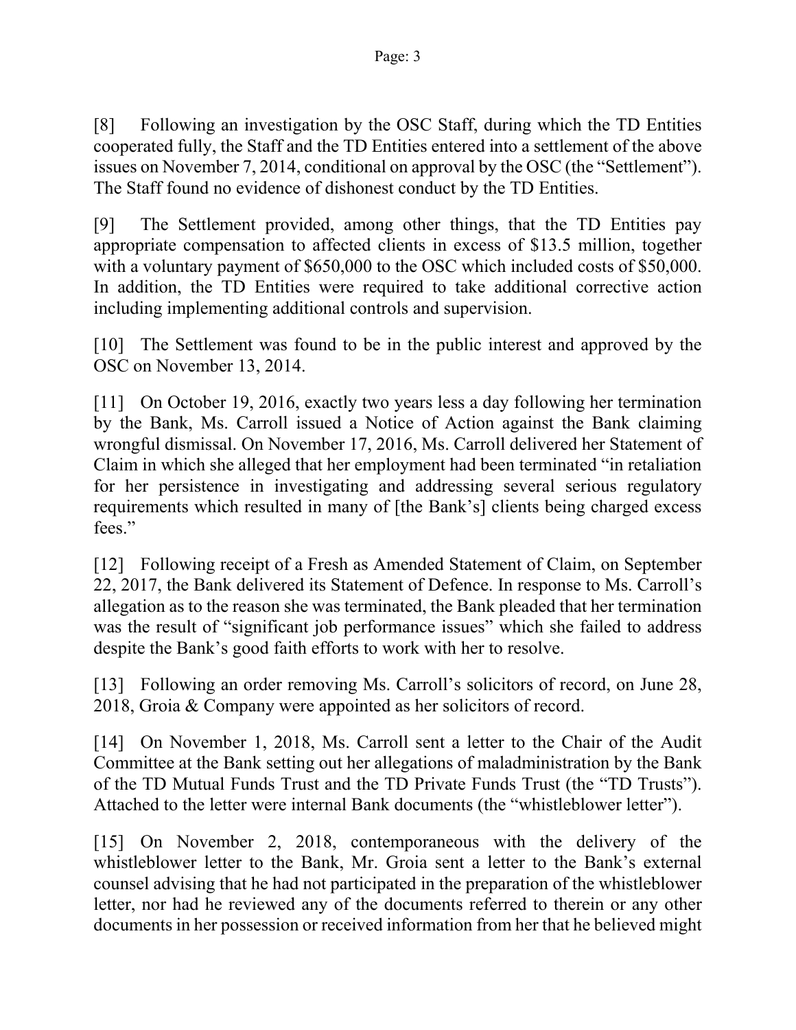[8] Following an investigation by the OSC Staff, during which the TD Entities cooperated fully, the Staff and the TD Entities entered into a settlement of the above issues on November 7, 2014, conditional on approval by the OSC (the "Settlement"). The Staff found no evidence of dishonest conduct by the TD Entities.

[9] The Settlement provided, among other things, that the TD Entities pay appropriate compensation to affected clients in excess of $13.5 million, together with a voluntary payment of $650,000 to the OSC which included costs of $50,000. In addition, the TD Entities were required to take additional corrective action including implementing additional controls and supervision.

[10] The Settlement was found to be in the public interest and approved by the OSC on November 13, 2014.

[11] On October 19, 2016, exactly two years less a day following her termination by the Bank, Ms. Carroll issued a Notice of Action against the Bank claiming wrongful dismissal. On November 17, 2016, Ms. Carroll delivered her Statement of Claim in which she alleged that her employment had been terminated "in retaliation for her persistence in investigating and addressing several serious regulatory requirements which resulted in many of [the Bank's] clients being charged excess fees."

[12] Following receipt of a Fresh as Amended Statement of Claim, on September 22, 2017, the Bank delivered its Statement of Defence. In response to Ms. Carroll's allegation as to the reason she was terminated, the Bank pleaded that her termination was the result of "significant job performance issues" which she failed to address despite the Bank's good faith efforts to work with her to resolve.

[13] Following an order removing Ms. Carroll's solicitors of record, on June 28, 2018, Groia & Company were appointed as her solicitors of record.

[14] On November 1, 2018, Ms. Carroll sent a letter to the Chair of the Audit Committee at the Bank setting out her allegations of maladministration by the Bank of the TD Mutual Funds Trust and the TD Private Funds Trust (the "TD Trusts"). Attached to the letter were internal Bank documents (the "whistleblower letter").

[15] On November 2, 2018, contemporaneous with the delivery of the whistleblower letter to the Bank, Mr. Groia sent a letter to the Bank's external counsel advising that he had not participated in the preparation of the whistleblower letter, nor had he reviewed any of the documents referred to therein or any other documents in her possession or received information from her that he believed might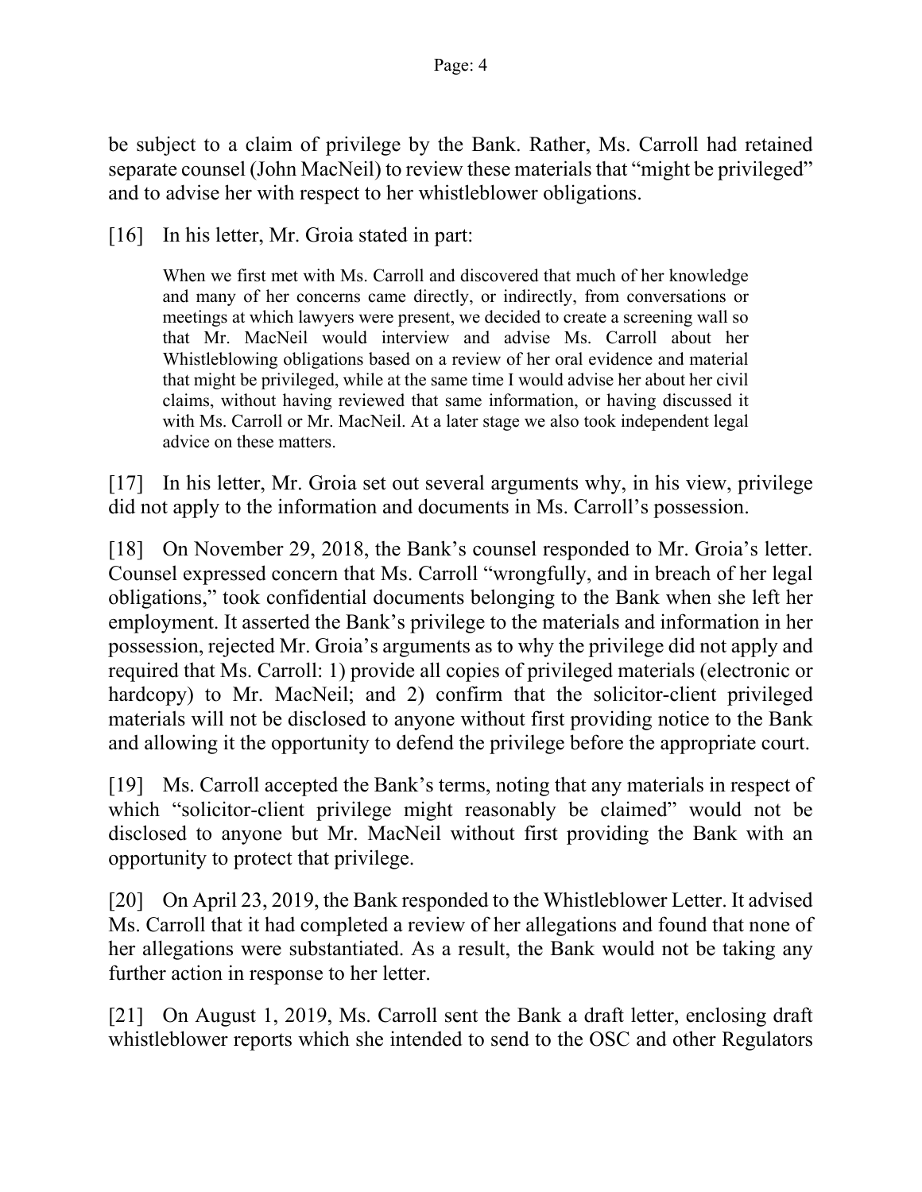be subject to a claim of privilege by the Bank. Rather, Ms. Carroll had retained separate counsel (John MacNeil) to review these materials that "might be privileged" and to advise her with respect to her whistleblower obligations.

[16] In his letter, Mr. Groia stated in part:

> When we first met with Ms. Carroll and discovered that much of her knowledge and many of her concerns came directly, or indirectly, from conversations or meetings at which lawyers were present, we decided to create a screening wall so that Mr. MacNeil would interview and advise Ms. Carroll about her Whistleblowing obligations based on a review of her oral evidence and material that might be privileged, while at the same time I would advise her about her civil claims, without having reviewed that same information, or having discussed it with Ms. Carroll or Mr. MacNeil. At a later stage we also took independent legal advice on these matters.

[17] In his letter, Mr. Groia set out several arguments why, in his view, privilege did not apply to the information and documents in Ms. Carroll's possession.

[18] On November 29, 2018, the Bank's counsel responded to Mr. Groia's letter. Counsel expressed concern that Ms. Carroll "wrongfully, and in breach of her legal obligations," took confidential documents belonging to the Bank when she left her employment. It asserted the Bank's privilege to the materials and information in her possession, rejected Mr. Groia's arguments as to why the privilege did not apply and required that Ms. Carroll: 1) provide all copies of privileged materials (electronic or hardcopy) to Mr. MacNeil; and 2) confirm that the solicitor-client privileged materials will not be disclosed to anyone without first providing notice to the Bank and allowing it the opportunity to defend the privilege before the appropriate court.

[19] Ms. Carroll accepted the Bank's terms, noting that any materials in respect of which "solicitor-client privilege might reasonably be claimed" would not be disclosed to anyone but Mr. MacNeil without first providing the Bank with an opportunity to protect that privilege.

[20] On April 23, 2019, the Bank responded to the Whistleblower Letter. It advised Ms. Carroll that it had completed a review of her allegations and found that none of her allegations were substantiated. As a result, the Bank would not be taking any further action in response to her letter.

[21] On August 1, 2019, Ms. Carroll sent the Bank a draft letter, enclosing draft whistleblower reports which she intended to send to the OSC and other Regulators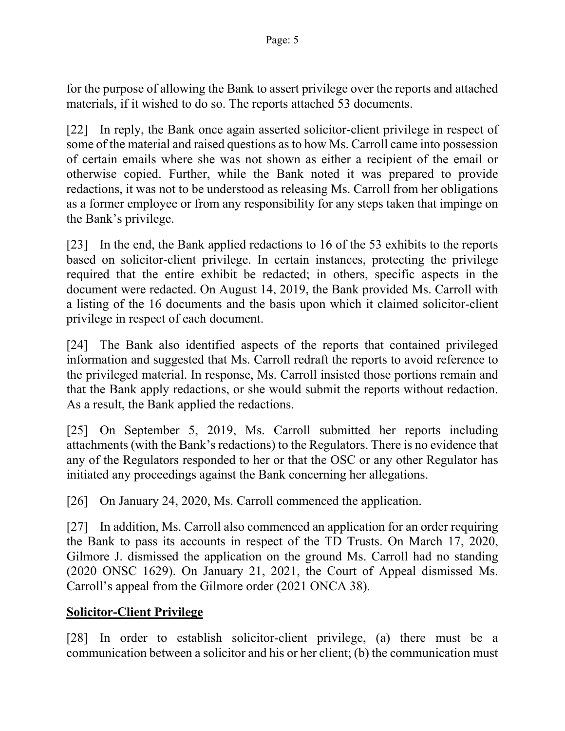for the purpose of allowing the Bank to assert privilege over the reports and attached materials, if it wished to do so. The reports attached 53 documents.

[22] In reply, the Bank once again asserted solicitor-client privilege in respect of some of the material and raised questions as to how Ms. Carroll came into possession of certain emails where she was not shown as either a recipient of the email or otherwise copied. Further, while the Bank noted it was prepared to provide redactions, it was not to be understood as releasing Ms. Carroll from her obligations as a former employee or from any responsibility for any steps taken that impinge on the Bank's privilege.

[23] In the end, the Bank applied redactions to 16 of the 53 exhibits to the reports based on solicitor-client privilege. In certain instances, protecting the privilege required that the entire exhibit be redacted; in others, specific aspects in the document were redacted. On August 14, 2019, the Bank provided Ms. Carroll with a listing of the 16 documents and the basis upon which it claimed solicitor-client privilege in respect of each document.

[24] The Bank also identified aspects of the reports that contained privileged information and suggested that Ms. Carroll redraft the reports to avoid reference to the privileged material. In response, Ms. Carroll insisted those portions remain and that the Bank apply redactions, or she would submit the reports without redaction. As a result, the Bank applied the redactions.

[25] On September 5, 2019, Ms. Carroll submitted her reports including attachments (with the Bank's redactions) to the Regulators. There is no evidence that any of the Regulators responded to her or that the OSC or any other Regulator has initiated any proceedings against the Bank concerning her allegations.

[26] On January 24, 2020, Ms. Carroll commenced the application.

[27] In addition, Ms. Carroll also commenced an application for an order requiring the Bank to pass its accounts in respect of the TD Trusts. On March 17, 2020, Gilmore J. dismissed the application on the ground Ms. Carroll had no standing (2020 ONSC 1629). On January 21, 2021, the Court of Appeal dismissed Ms. Carroll's appeal from the Gilmore order (2021 ONCA 38).

## **Solicitor-Client Privilege**

[28] In order to establish solicitor-client privilege, (a) there must be a communication between a solicitor and his or her client; (b) the communication must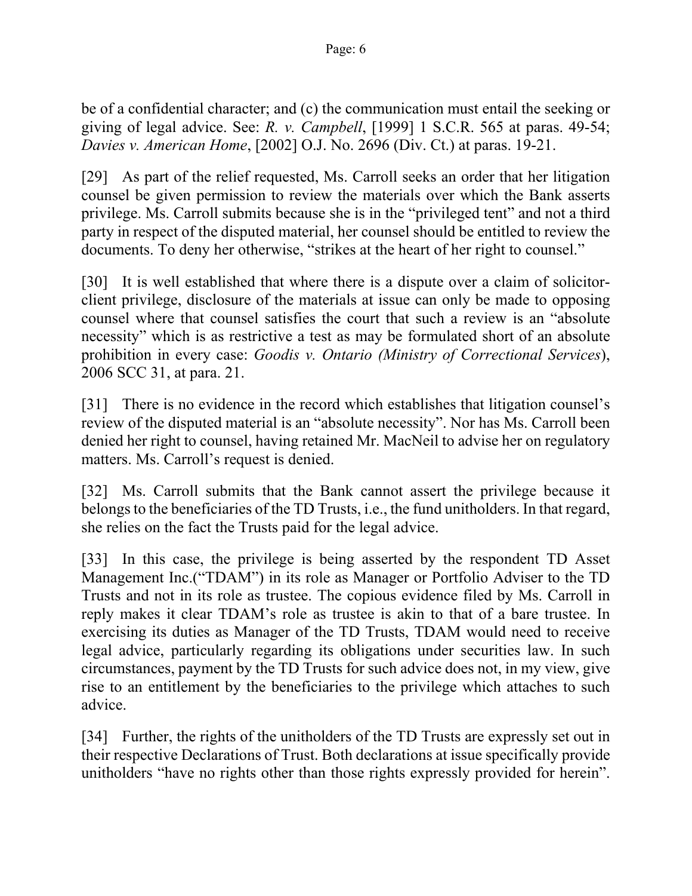be of a confidential character; and (c) the communication must entail the seeking or giving of legal advice. See: *R. v. Campbell*, [1999] 1 S.C.R. 565 at paras. 49-54; *Davies v. American Home*, [2002] O.J. No. 2696 (Div. Ct.) at paras. 19-21.

[29] As part of the relief requested, Ms. Carroll seeks an order that her litigation counsel be given permission to review the materials over which the Bank asserts privilege. Ms. Carroll submits because she is in the "privileged tent" and not a third party in respect of the disputed material, her counsel should be entitled to review the documents. To deny her otherwise, "strikes at the heart of her right to counsel."

[30] It is well established that where there is a dispute over a claim of solicitor-client privilege, disclosure of the materials at issue can only be made to opposing counsel where that counsel satisfies the court that such a review is an "absolute necessity" which is as restrictive a test as may be formulated short of an absolute prohibition in every case: *Goodis v. Ontario (Ministry of Correctional Services*), 2006 SCC 31, at para. 21.

[31] There is no evidence in the record which establishes that litigation counsel's review of the disputed material is an "absolute necessity". Nor has Ms. Carroll been denied her right to counsel, having retained Mr. MacNeil to advise her on regulatory matters. Ms. Carroll's request is denied.

[32] Ms. Carroll submits that the Bank cannot assert the privilege because it belongs to the beneficiaries of the TD Trusts, i.e., the fund unitholders. In that regard, she relies on the fact the Trusts paid for the legal advice.

[33] In this case, the privilege is being asserted by the respondent TD Asset Management Inc.("TDAM") in its role as Manager or Portfolio Adviser to the TD Trusts and not in its role as trustee. The copious evidence filed by Ms. Carroll in reply makes it clear TDAM's role as trustee is akin to that of a bare trustee. In exercising its duties as Manager of the TD Trusts, TDAM would need to receive legal advice, particularly regarding its obligations under securities law. In such circumstances, payment by the TD Trusts for such advice does not, in my view, give rise to an entitlement by the beneficiaries to the privilege which attaches to such advice.

[34] Further, the rights of the unitholders of the TD Trusts are expressly set out in their respective Declarations of Trust. Both declarations at issue specifically provide unitholders "have no rights other than those rights expressly provided for herein".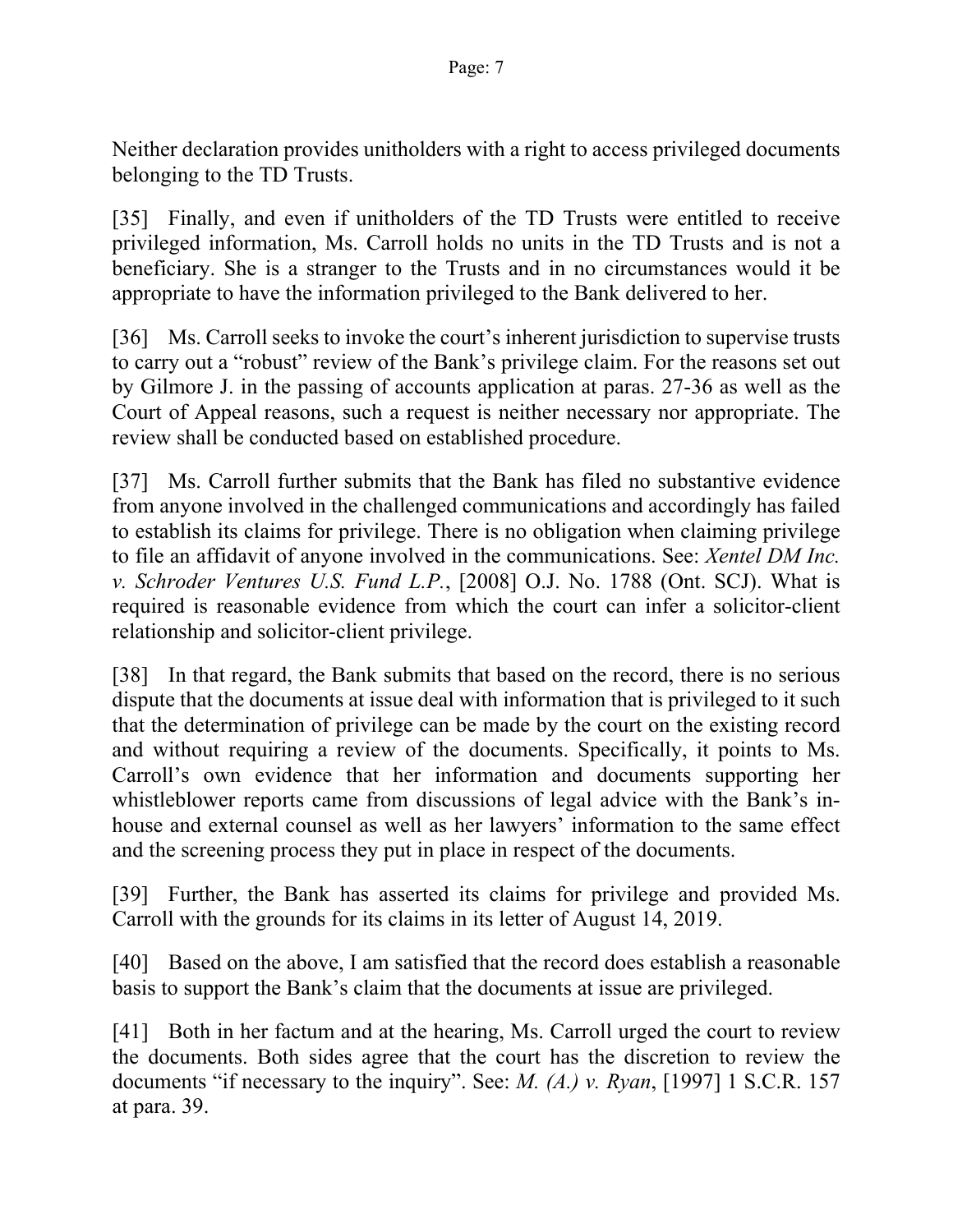Neither declaration provides unitholders with a right to access privileged documents belonging to the TD Trusts.

[35] Finally, and even if unitholders of the TD Trusts were entitled to receive privileged information, Ms. Carroll holds no units in the TD Trusts and is not a beneficiary. She is a stranger to the Trusts and in no circumstances would it be appropriate to have the information privileged to the Bank delivered to her.

[36] Ms. Carroll seeks to invoke the court's inherent jurisdiction to supervise trusts to carry out a "robust" review of the Bank's privilege claim. For the reasons set out by Gilmore J. in the passing of accounts application at paras. 27-36 as well as the Court of Appeal reasons, such a request is neither necessary nor appropriate. The review shall be conducted based on established procedure.

[37] Ms. Carroll further submits that the Bank has filed no substantive evidence from anyone involved in the challenged communications and accordingly has failed to establish its claims for privilege. There is no obligation when claiming privilege to file an affidavit of anyone involved in the communications. See: *Xentel DM Inc. v. Schroder Ventures U.S. Fund L.P.*, [2008] O.J. No. 1788 (Ont. SCJ). What is required is reasonable evidence from which the court can infer a solicitor-client relationship and solicitor-client privilege.

[38] In that regard, the Bank submits that based on the record, there is no serious dispute that the documents at issue deal with information that is privileged to it such that the determination of privilege can be made by the court on the existing record and without requiring a review of the documents. Specifically, it points to Ms. Carroll's own evidence that her information and documents supporting her whistleblower reports came from discussions of legal advice with the Bank's in-house and external counsel as well as her lawyers' information to the same effect and the screening process they put in place in respect of the documents.

[39] Further, the Bank has asserted its claims for privilege and provided Ms. Carroll with the grounds for its claims in its letter of August 14, 2019.

[40] Based on the above, I am satisfied that the record does establish a reasonable basis to support the Bank's claim that the documents at issue are privileged.

[41] Both in her factum and at the hearing, Ms. Carroll urged the court to review the documents. Both sides agree that the court has the discretion to review the documents "if necessary to the inquiry". See: *M. (A.) v. Ryan*, [1997] 1 S.C.R. 157 at para. 39.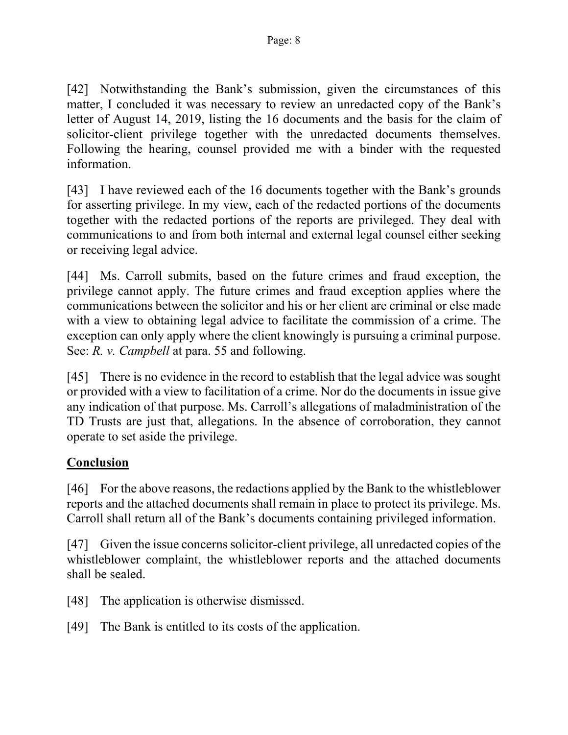[42] Notwithstanding the Bank's submission, given the circumstances of this matter, I concluded it was necessary to review an unredacted copy of the Bank's letter of August 14, 2019, listing the 16 documents and the basis for the claim of solicitor-client privilege together with the unredacted documents themselves. Following the hearing, counsel provided me with a binder with the requested information.

[43] I have reviewed each of the 16 documents together with the Bank's grounds for asserting privilege. In my view, each of the redacted portions of the documents together with the redacted portions of the reports are privileged. They deal with communications to and from both internal and external legal counsel either seeking or receiving legal advice.

[44] Ms. Carroll submits, based on the future crimes and fraud exception, the privilege cannot apply. The future crimes and fraud exception applies where the communications between the solicitor and his or her client are criminal or else made with a view to obtaining legal advice to facilitate the commission of a crime. The exception can only apply where the client knowingly is pursuing a criminal purpose. See: *R. v. Campbell* at para. 55 and following.

[45] There is no evidence in the record to establish that the legal advice was sought or provided with a view to facilitation of a crime. Nor do the documents in issue give any indication of that purpose. Ms. Carroll's allegations of maladministration of the TD Trusts are just that, allegations. In the absence of corroboration, they cannot operate to set aside the privilege.

## **Conclusion**

[46] For the above reasons, the redactions applied by the Bank to the whistleblower reports and the attached documents shall remain in place to protect its privilege. Ms. Carroll shall return all of the Bank's documents containing privileged information.

[47] Given the issue concerns solicitor-client privilege, all unredacted copies of the whistleblower complaint, the whistleblower reports and the attached documents shall be sealed.

[48] The application is otherwise dismissed.

[49] The Bank is entitled to its costs of the application.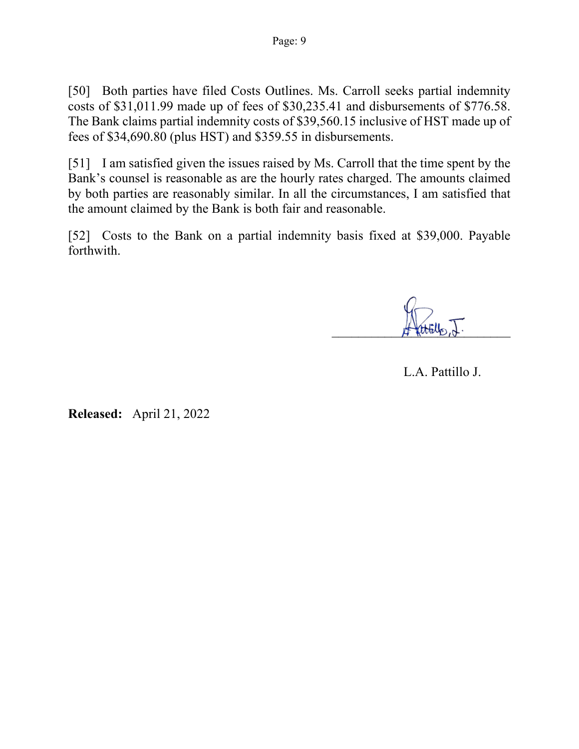[50] Both parties have filed Costs Outlines. Ms. Carroll seeks partial indemnity costs of $31,011.99 made up of fees of $30,235.41 and disbursements of $776.58. The Bank claims partial indemnity costs of $39,560.15 inclusive of HST made up of fees of $34,690.80 (plus HST) and $359.55 in disbursements.

[51] I am satisfied given the issues raised by Ms. Carroll that the time spent by the Bank's counsel is reasonable as are the hourly rates charged. The amounts claimed by both parties are reasonably similar. In all the circumstances, I am satisfied that the amount claimed by the Bank is both fair and reasonable.

[52] Costs to the Bank on a partial indemnity basis fixed at $39,000. Payable forthwith.

L.A. Pattillo J.

**Released:** April 21, 2022